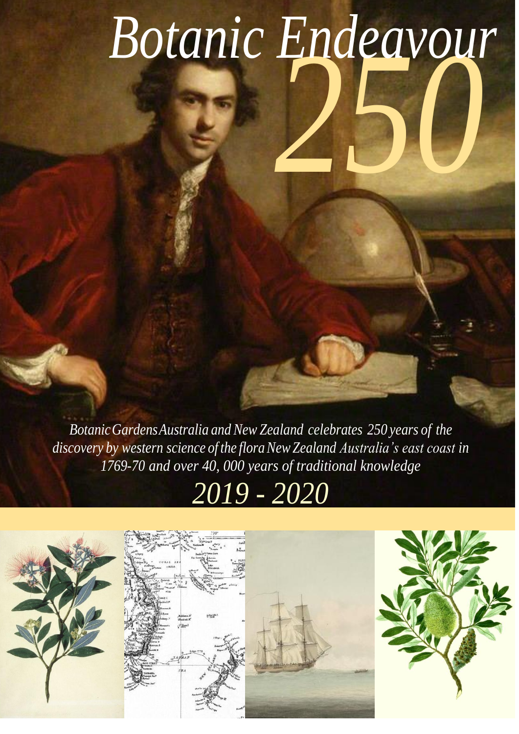# *Botanic Endeavour 250*

*Botanic Gardens Australia and New Zealand celebrates 250 years of the discovery by western science of the flora New Zealand Australia's east coast in 1769-70 and over 40, 000 years of traditional knowledge*

## *2019 - 2020*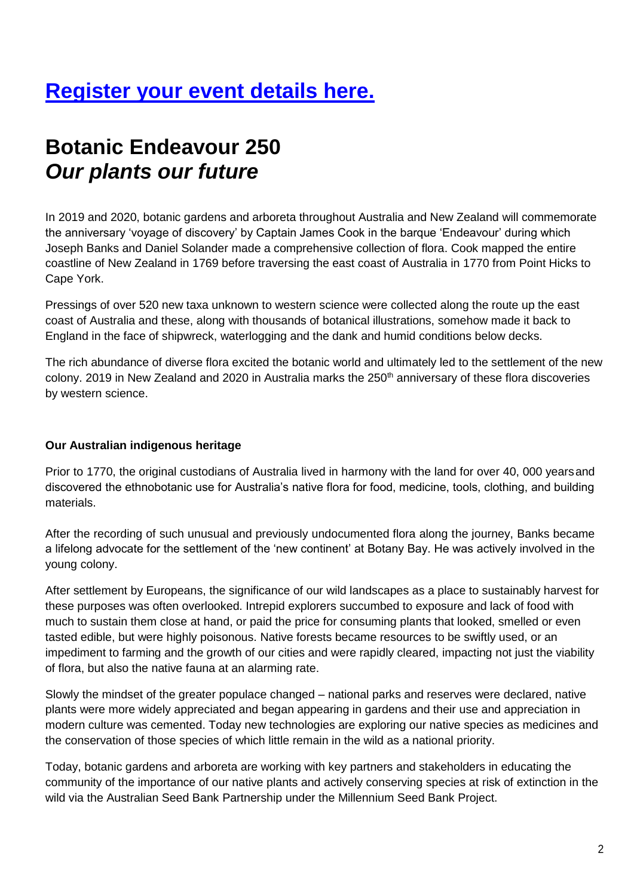# [Register your event details here.]()

# Botanic Endeavour 250
# *Our plants our future*

In 2019 and 2020, botanic gardens and arboreta throughout Australia and New Zealand will commemorate the anniversary 'voyage of discovery' by Captain James Cook in the barque 'Endeavour' during which Joseph Banks and Daniel Solander made a comprehensive collection of flora. Cook mapped the entire coastline of New Zealand in 1769 before traversing the east coast of Australia in 1770 from Point Hicks to Cape York.

Pressings of over 520 new taxa unknown to western science were collected along the route up the east coast of Australia and these, along with thousands of botanical illustrations, somehow made it back to England in the face of shipwreck, waterlogging and the dank and humid conditions below decks.

The rich abundance of diverse flora excited the botanic world and ultimately led to the settlement of the new colony. 2019 in New Zealand and 2020 in Australia marks the 250th anniversary of these flora discoveries by western science.

**Our Australian indigenous heritage**

Prior to 1770, the original custodians of Australia lived in harmony with the land for over 40, 000 yearsand discovered the ethnobotanic use for Australia's native flora for food, medicine, tools, clothing, and building materials.

After the recording of such unusual and previously undocumented flora along the journey, Banks became a lifelong advocate for the settlement of the 'new continent' at Botany Bay. He was actively involved in the young colony.

After settlement by Europeans, the significance of our wild landscapes as a place to sustainably harvest for these purposes was often overlooked. Intrepid explorers succumbed to exposure and lack of food with much to sustain them close at hand, or paid the price for consuming plants that looked, smelled or even tasted edible, but were highly poisonous. Native forests became resources to be swiftly used, or an impediment to farming and the growth of our cities and were rapidly cleared, impacting not just the viability of flora, but also the native fauna at an alarming rate.

Slowly the mindset of the greater populace changed – national parks and reserves were declared, native plants were more widely appreciated and began appearing in gardens and their use and appreciation in modern culture was cemented. Today new technologies are exploring our native species as medicines and the conservation of those species of which little remain in the wild as a national priority.

Today, botanic gardens and arboreta are working with key partners and stakeholders in educating the community of the importance of our native plants and actively conserving species at risk of extinction in the wild via the Australian Seed Bank Partnership under the Millennium Seed Bank Project.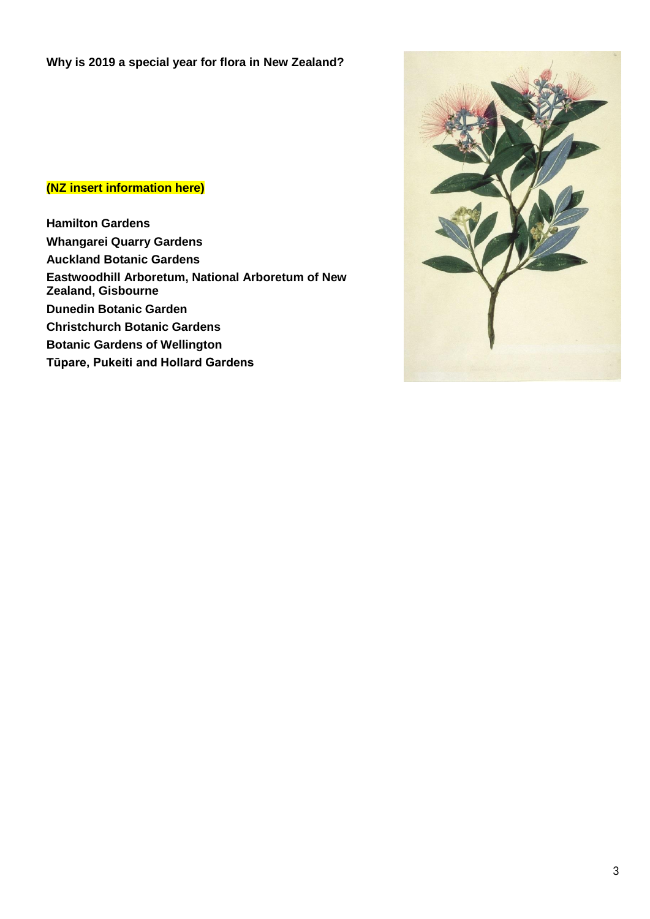**Why is 2019 a special year for flora in New Zealand?**

**(NZ insert information here)**

**Hamilton Gardens**
**Whangarei Quarry Gardens**
**Auckland Botanic Gardens**
**Eastwoodhill Arboretum, National Arboretum of New Zealand, Gisbourne**
**Dunedin Botanic Garden**
**Christchurch Botanic Gardens**
**Botanic Gardens of Wellington**
**Tūpare, Pukeiti and Hollard Gardens**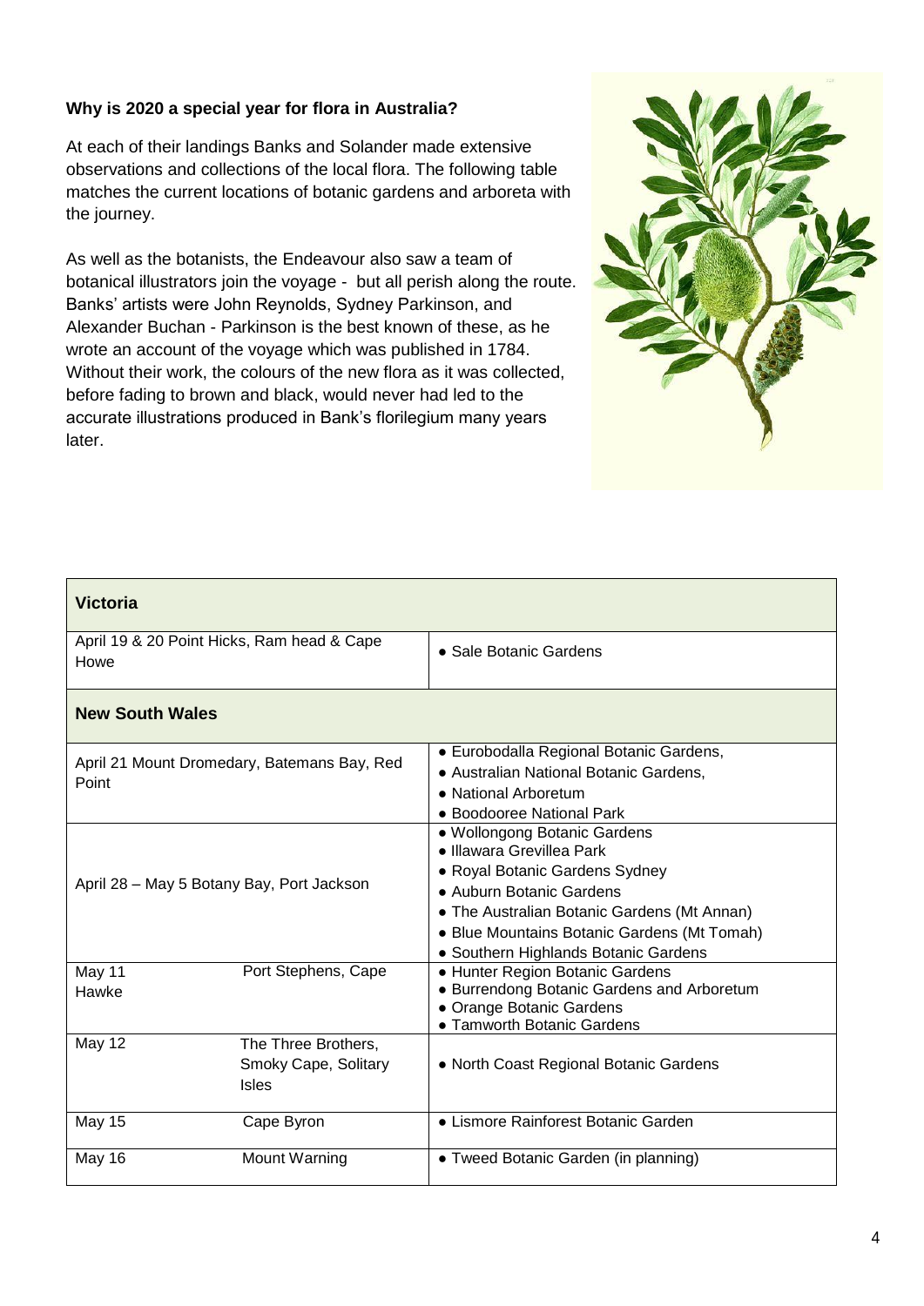**Why is 2020 a special year for flora in Australia?**

At each of their landings Banks and Solander made extensive observations and collections of the local flora. The following table matches the current locations of botanic gardens and arboreta with the journey.

As well as the botanists, the Endeavour also saw a team of botanical illustrators join the voyage - but all perish along the route. Banks' artists were John Reynolds, Sydney Parkinson, and Alexander Buchan - Parkinson is the best known of these, as he wrote an account of the voyage which was published in 1784. Without their work, the colours of the new flora as it was collected, before fading to brown and black, would never had led to the accurate illustrations produced in Bank's florilegium many years later.

| | |
|---|---|
| **Victoria** | |
| April 19 & 20 Point Hicks, Ram head & Cape Howe | • Sale Botanic Gardens |
| **New South Wales** | |
| April 21 Mount Dromedary, Batemans Bay, Red Point | • Eurobodalla Regional Botanic Gardens,<br>• Australian National Botanic Gardens,<br>• National Arboretum<br>• Boodooree National Park |
| April 28 – May 5 Botany Bay, Port Jackson | • Wollongong Botanic Gardens<br>• Illawara Grevillea Park<br>• Royal Botanic Gardens Sydney<br>• Auburn Botanic Gardens<br>• The Australian Botanic Gardens (Mt Annan)<br>• Blue Mountains Botanic Gardens (Mt Tomah)<br>• Southern Highlands Botanic Gardens |
| May 11 Port Stephens, Cape Hawke | • Hunter Region Botanic Gardens<br>• Burrendong Botanic Gardens and Arboretum<br>• Orange Botanic Gardens<br>• Tamworth Botanic Gardens |
| May 12 The Three Brothers, Smoky Cape, Solitary Isles | • North Coast Regional Botanic Gardens |
| May 15 Cape Byron | • Lismore Rainforest Botanic Garden |
| May 16 Mount Warning | • Tweed Botanic Garden (in planning) |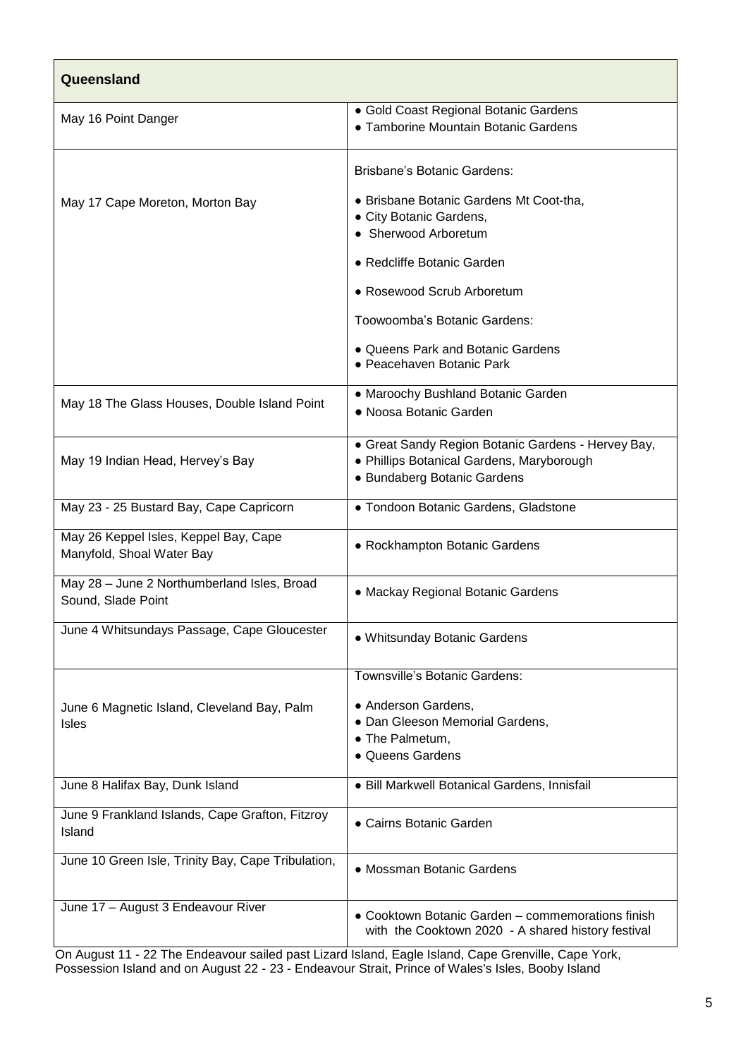| Queensland | |
|---|---|
| May 16 Point Danger | ● Gold Coast Regional Botanic Gardens<br>● Tamborine Mountain Botanic Gardens |
| May 17 Cape Moreton, Morton Bay | Brisbane's Botanic Gardens:<br>● Brisbane Botanic Gardens Mt Coot-tha,<br>● City Botanic Gardens,<br>● Sherwood Arboretum<br>● Redcliffe Botanic Garden<br>● Rosewood Scrub Arboretum<br>Toowoomba's Botanic Gardens:<br>● Queens Park and Botanic Gardens<br>● Peacehaven Botanic Park |
| May 18 The Glass Houses, Double Island Point | ● Maroochy Bushland Botanic Garden<br>● Noosa Botanic Garden |
| May 19 Indian Head, Hervey's Bay | ● Great Sandy Region Botanic Gardens - Hervey Bay,<br>● Phillips Botanical Gardens, Maryborough<br>● Bundaberg Botanic Gardens |
| May 23 - 25 Bustard Bay, Cape Capricorn | ● Tondoon Botanic Gardens, Gladstone |
| May 26 Keppel Isles, Keppel Bay, Cape Manyfold, Shoal Water Bay | ● Rockhampton Botanic Gardens |
| May 28 – June 2 Northumberland Isles, Broad Sound, Slade Point | ● Mackay Regional Botanic Gardens |
| June 4 Whitsundays Passage, Cape Gloucester | ● Whitsunday Botanic Gardens |
| June 6 Magnetic Island, Cleveland Bay, Palm Isles | Townsville's Botanic Gardens:<br>● Anderson Gardens,<br>● Dan Gleeson Memorial Gardens,<br>● The Palmetum,<br>● Queens Gardens |
| June 8 Halifax Bay, Dunk Island | ● Bill Markwell Botanical Gardens, Innisfail |
| June 9 Frankland Islands, Cape Grafton, Fitzroy Island | ● Cairns Botanic Garden |
| June 10 Green Isle, Trinity Bay, Cape Tribulation, | ● Mossman Botanic Gardens |
| June 17 – August 3 Endeavour River | ● Cooktown Botanic Garden – commemorations finish with the Cooktown 2020 - A shared history festival |

On August 11 - 22 The Endeavour sailed past Lizard Island, Eagle Island, Cape Grenville, Cape York, Possession Island and on August 22 - 23 - Endeavour Strait, Prince of Wales's Isles, Booby Island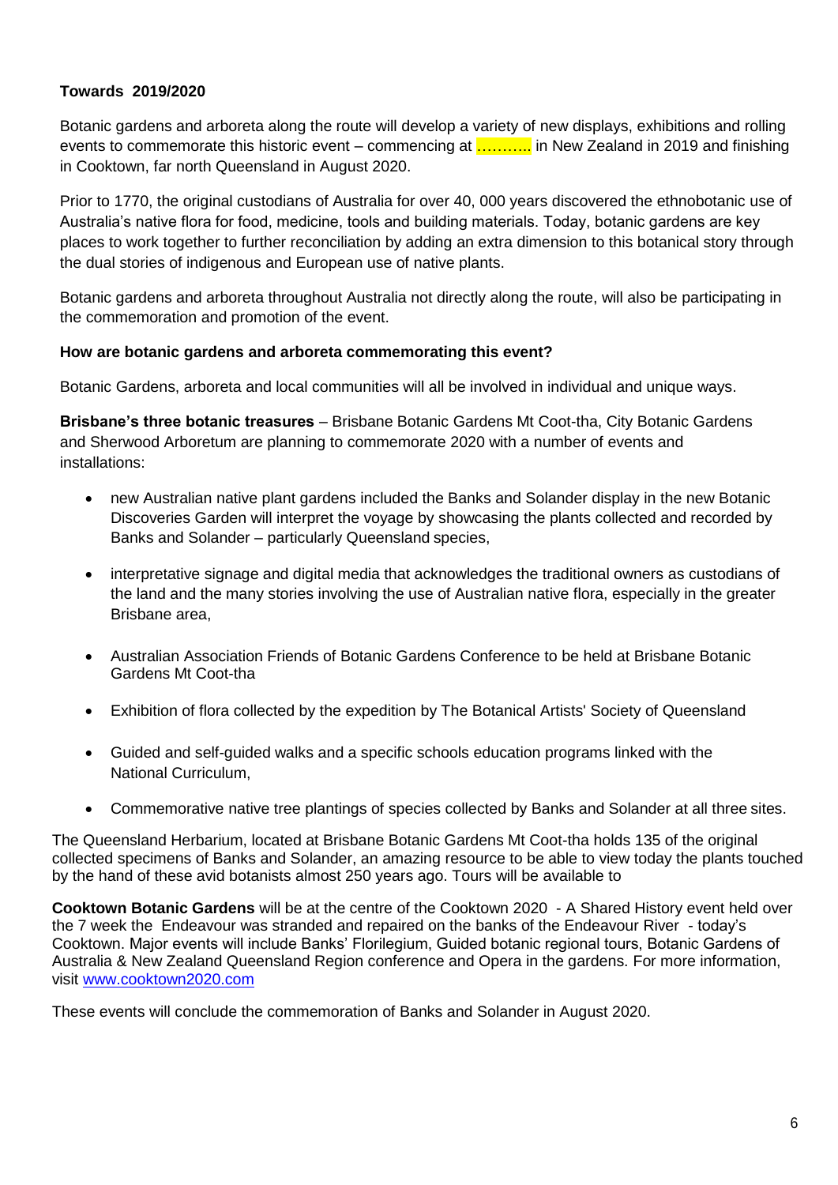**Towards 2019/2020**

Botanic gardens and arboreta along the route will develop a variety of new displays, exhibitions and rolling events to commemorate this historic event – commencing at ……….. in New Zealand in 2019 and finishing in Cooktown, far north Queensland in August 2020.

Prior to 1770, the original custodians of Australia for over 40, 000 years discovered the ethnobotanic use of Australia's native flora for food, medicine, tools and building materials. Today, botanic gardens are key places to work together to further reconciliation by adding an extra dimension to this botanical story through the dual stories of indigenous and European use of native plants.

Botanic gardens and arboreta throughout Australia not directly along the route, will also be participating in the commemoration and promotion of the event.

**How are botanic gardens and arboreta commemorating this event?**

Botanic Gardens, arboreta and local communities will all be involved in individual and unique ways.

**Brisbane's three botanic treasures** – Brisbane Botanic Gardens Mt Coot-tha, City Botanic Gardens and Sherwood Arboretum are planning to commemorate 2020 with a number of events and installations:

- new Australian native plant gardens included the Banks and Solander display in the new Botanic Discoveries Garden will interpret the voyage by showcasing the plants collected and recorded by Banks and Solander – particularly Queensland species,
- interpretative signage and digital media that acknowledges the traditional owners as custodians of the land and the many stories involving the use of Australian native flora, especially in the greater Brisbane area,
- Australian Association Friends of Botanic Gardens Conference to be held at Brisbane Botanic Gardens Mt Coot-tha
- Exhibition of flora collected by the expedition by The Botanical Artists' Society of Queensland
- Guided and self-guided walks and a specific schools education programs linked with the National Curriculum,
- Commemorative native tree plantings of species collected by Banks and Solander at all three sites.

The Queensland Herbarium, located at Brisbane Botanic Gardens Mt Coot-tha holds 135 of the original collected specimens of Banks and Solander, an amazing resource to be able to view today the plants touched by the hand of these avid botanists almost 250 years ago. Tours will be available to

**Cooktown Botanic Gardens** will be at the centre of the Cooktown 2020 - A Shared History event held over the 7 week the Endeavour was stranded and repaired on the banks of the Endeavour River - today's Cooktown. Major events will include Banks' Florilegium, Guided botanic regional tours, Botanic Gardens of Australia & New Zealand Queensland Region conference and Opera in the gardens. For more information, visit www.cooktown2020.com

These events will conclude the commemoration of Banks and Solander in August 2020.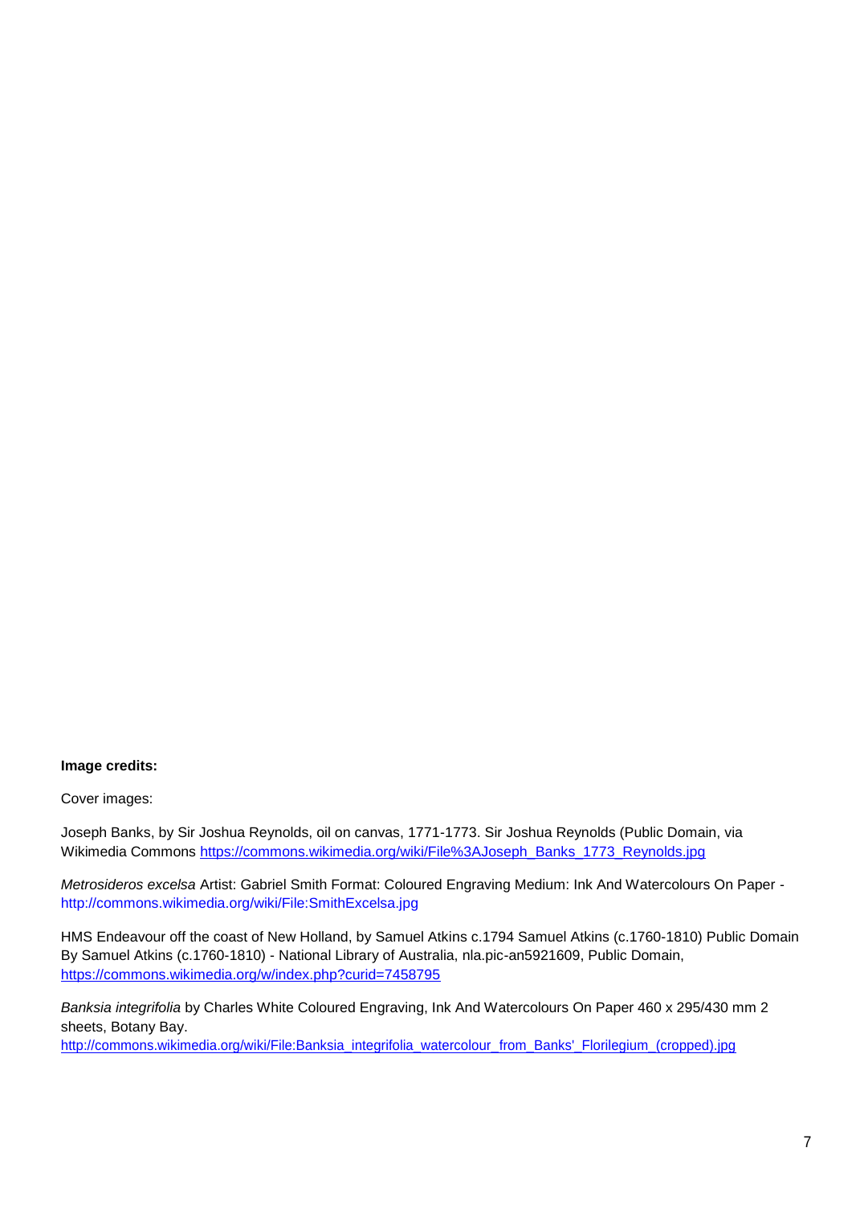**Image credits:**

Cover images:

Joseph Banks, by Sir Joshua Reynolds, oil on canvas, 1771-1773. Sir Joshua Reynolds (Public Domain, via Wikimedia Commons https://commons.wikimedia.org/wiki/File%3AJoseph_Banks_1773_Reynolds.jpg

*Metrosideros excelsa* Artist: Gabriel Smith Format: Coloured Engraving Medium: Ink And Watercolours On Paper - http://commons.wikimedia.org/wiki/File:SmithExcelsa.jpg

HMS Endeavour off the coast of New Holland, by Samuel Atkins c.1794 Samuel Atkins (c.1760-1810) Public Domain By Samuel Atkins (c.1760-1810) - National Library of Australia, nla.pic-an5921609, Public Domain, https://commons.wikimedia.org/w/index.php?curid=7458795

*Banksia integrifolia* by Charles White Coloured Engraving, Ink And Watercolours On Paper 460 x 295/430 mm 2 sheets, Botany Bay.
http://commons.wikimedia.org/wiki/File:Banksia_integrifolia_watercolour_from_Banks'_Florilegium_(cropped).jpg